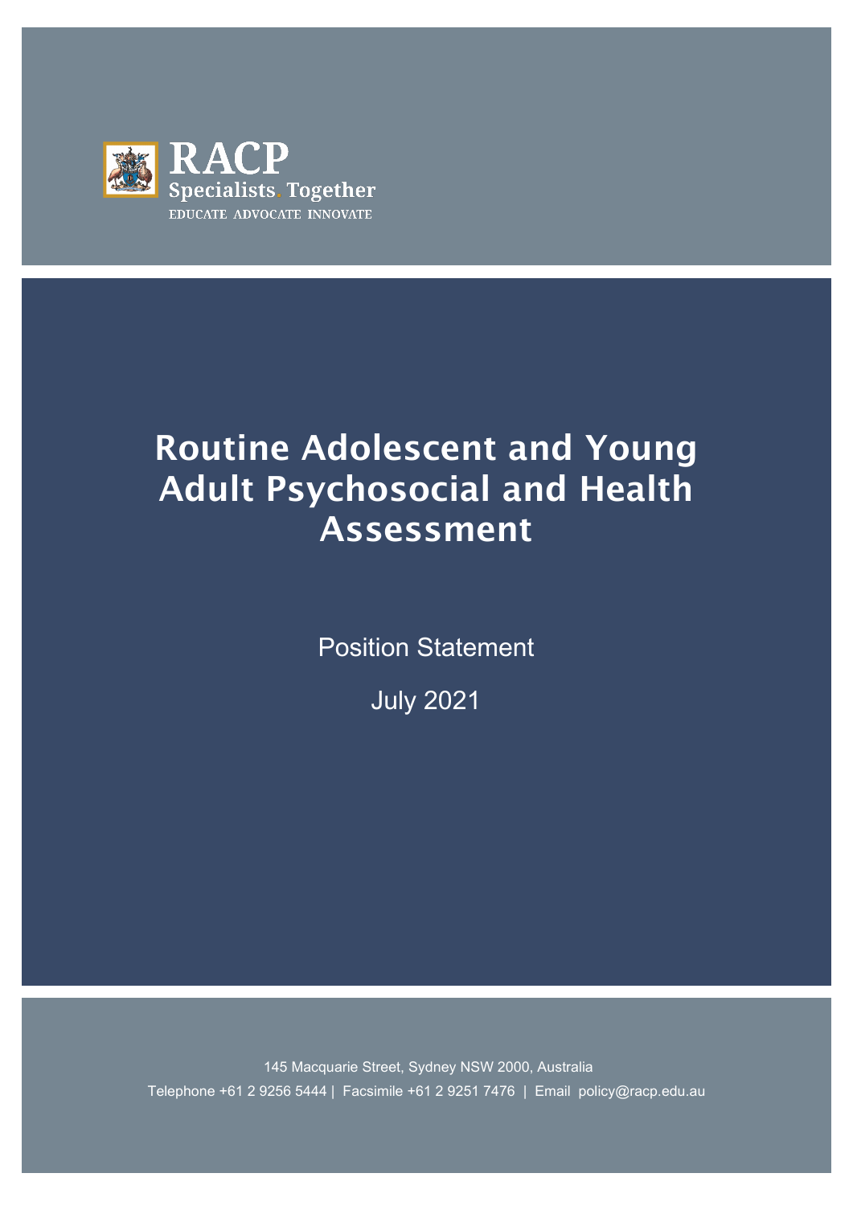RACP

Specialists. Together

EDUCATE ADVOCATE INNOVATE

# Routine Adolescent and Young Adult Psychosocial and Health Assessment

Position Statement

July 2021

145 Macquarie Street, Sydney NSW 2000, Australia

Telephone +61 2 9256 5444 | Facsimile +61 2 9251 7476 | Email policy@racp.edu.au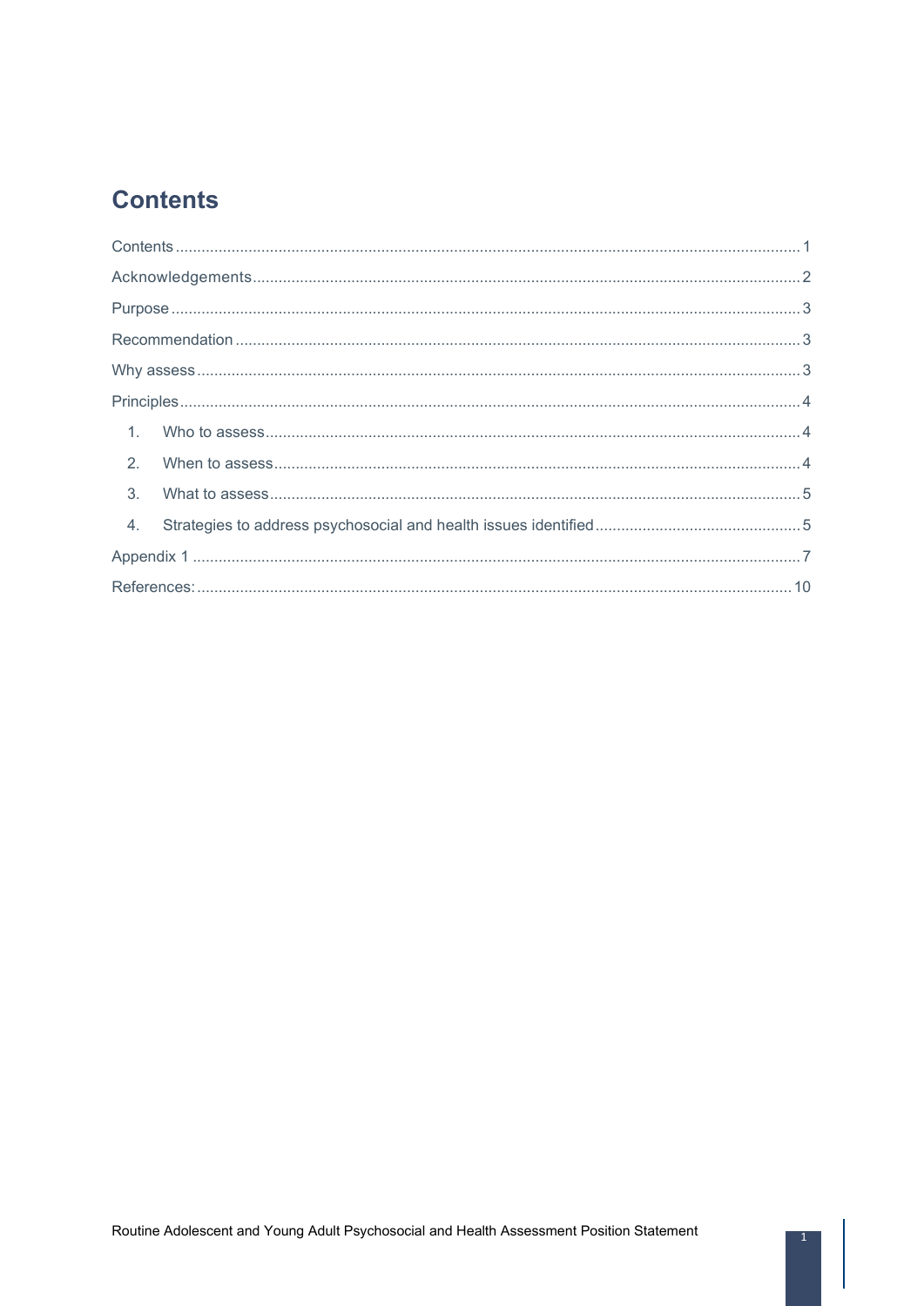# Contents

Contents ........................................................................................................................................ 1

Acknowledgements ....................................................................................................................... 2

Purpose ......................................................................................................................................... 3

Recommendation .......................................................................................................................... 3

Why assess ................................................................................................................................... 3

Principles ...................................................................................................................................... 4

1. Who to assess ........................................................................................................................ 4
2. When to assess ...................................................................................................................... 4
3. What to assess ....................................................................................................................... 5
4. Strategies to address psychosocial and health issues identified ............................................ 5

Appendix 1 .................................................................................................................................... 7

References: .................................................................................................................................. 10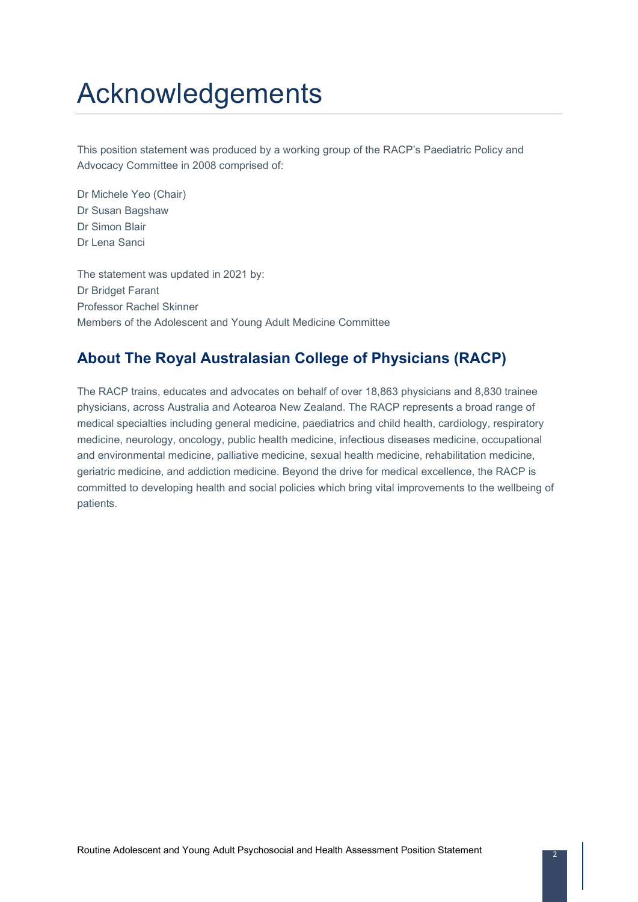# Acknowledgements

This position statement was produced by a working group of the RACP's Paediatric Policy and Advocacy Committee in 2008 comprised of:

Dr Michele Yeo (Chair)
Dr Susan Bagshaw
Dr Simon Blair
Dr Lena Sanci

The statement was updated in 2021 by:
Dr Bridget Farant
Professor Rachel Skinner
Members of the Adolescent and Young Adult Medicine Committee

## About The Royal Australasian College of Physicians (RACP)

The RACP trains, educates and advocates on behalf of over 18,863 physicians and 8,830 trainee physicians, across Australia and Aotearoa New Zealand. The RACP represents a broad range of medical specialties including general medicine, paediatrics and child health, cardiology, respiratory medicine, neurology, oncology, public health medicine, infectious diseases medicine, occupational and environmental medicine, palliative medicine, sexual health medicine, rehabilitation medicine, geriatric medicine, and addiction medicine. Beyond the drive for medical excellence, the RACP is committed to developing health and social policies which bring vital improvements to the wellbeing of patients.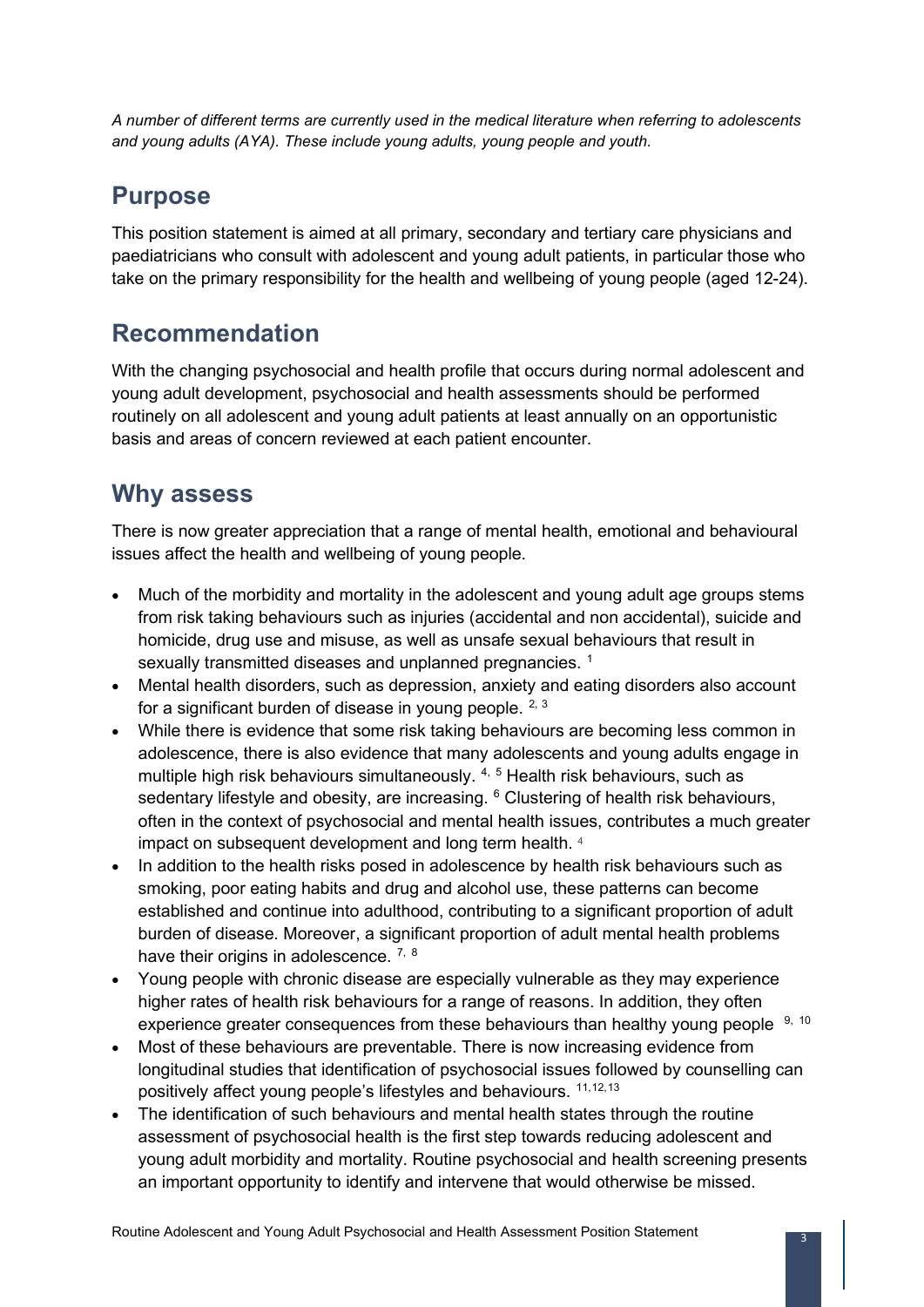*A number of different terms are currently used in the medical literature when referring to adolescents and young adults (AYA). These include young adults, young people and youth.*

## Purpose

This position statement is aimed at all primary, secondary and tertiary care physicians and paediatricians who consult with adolescent and young adult patients, in particular those who take on the primary responsibility for the health and wellbeing of young people (aged 12-24).

## Recommendation

With the changing psychosocial and health profile that occurs during normal adolescent and young adult development, psychosocial and health assessments should be performed routinely on all adolescent and young adult patients at least annually on an opportunistic basis and areas of concern reviewed at each patient encounter.

## Why assess

There is now greater appreciation that a range of mental health, emotional and behavioural issues affect the health and wellbeing of young people.

- Much of the morbidity and mortality in the adolescent and young adult age groups stems from risk taking behaviours such as injuries (accidental and non accidental), suicide and homicide, drug use and misuse, as well as unsafe sexual behaviours that result in sexually transmitted diseases and unplanned pregnancies. [1]
- Mental health disorders, such as depression, anxiety and eating disorders also account for a significant burden of disease in young people. [2, 3]
- While there is evidence that some risk taking behaviours are becoming less common in adolescence, there is also evidence that many adolescents and young adults engage in multiple high risk behaviours simultaneously. [4, 5] Health risk behaviours, such as sedentary lifestyle and obesity, are increasing. [6] Clustering of health risk behaviours, often in the context of psychosocial and mental health issues, contributes a much greater impact on subsequent development and long term health. [4]
- In addition to the health risks posed in adolescence by health risk behaviours such as smoking, poor eating habits and drug and alcohol use, these patterns can become established and continue into adulthood, contributing to a significant proportion of adult burden of disease. Moreover, a significant proportion of adult mental health problems have their origins in adolescence. [7, 8]
- Young people with chronic disease are especially vulnerable as they may experience higher rates of health risk behaviours for a range of reasons. In addition, they often experience greater consequences from these behaviours than healthy young people [9, 10]
- Most of these behaviours are preventable. There is now increasing evidence from longitudinal studies that identification of psychosocial issues followed by counselling can positively affect young people's lifestyles and behaviours. [11,12,13]
- The identification of such behaviours and mental health states through the routine assessment of psychosocial health is the first step towards reducing adolescent and young adult morbidity and mortality. Routine psychosocial and health screening presents an important opportunity to identify and intervene that would otherwise be missed.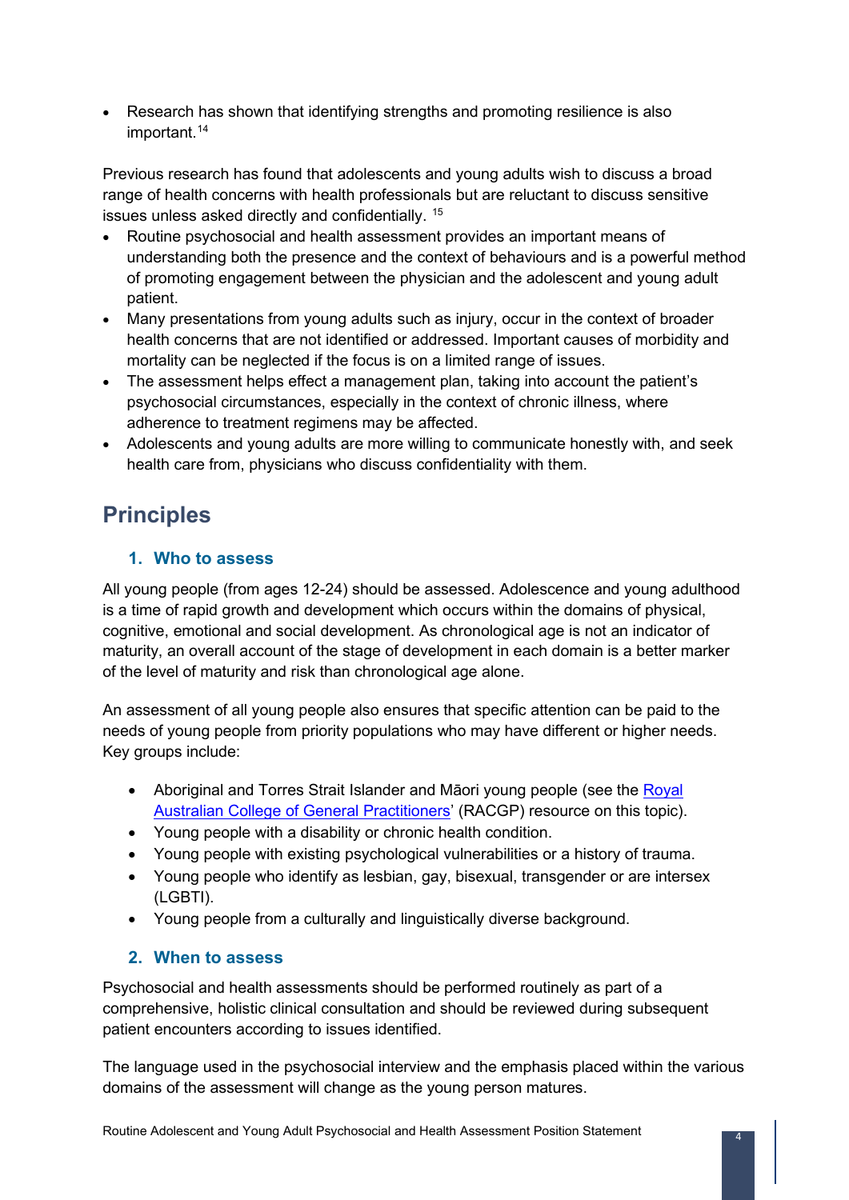- Research has shown that identifying strengths and promoting resilience is also important.[14]

Previous research has found that adolescents and young adults wish to discuss a broad range of health concerns with health professionals but are reluctant to discuss sensitive issues unless asked directly and confidentially. [15]

- Routine psychosocial and health assessment provides an important means of understanding both the presence and the context of behaviours and is a powerful method of promoting engagement between the physician and the adolescent and young adult patient.
- Many presentations from young adults such as injury, occur in the context of broader health concerns that are not identified or addressed. Important causes of morbidity and mortality can be neglected if the focus is on a limited range of issues.
- The assessment helps effect a management plan, taking into account the patient's psychosocial circumstances, especially in the context of chronic illness, where adherence to treatment regimens may be affected.
- Adolescents and young adults are more willing to communicate honestly with, and seek health care from, physicians who discuss confidentiality with them.

## Principles

### 1. Who to assess

All young people (from ages 12-24) should be assessed. Adolescence and young adulthood is a time of rapid growth and development which occurs within the domains of physical, cognitive, emotional and social development. As chronological age is not an indicator of maturity, an overall account of the stage of development in each domain is a better marker of the level of maturity and risk than chronological age alone.

An assessment of all young people also ensures that specific attention can be paid to the needs of young people from priority populations who may have different or higher needs. Key groups include:

- Aboriginal and Torres Strait Islander and Māori young people (see the Royal Australian College of General Practitioners' (RACGP) resource on this topic).
- Young people with a disability or chronic health condition.
- Young people with existing psychological vulnerabilities or a history of trauma.
- Young people who identify as lesbian, gay, bisexual, transgender or are intersex (LGBTI).
- Young people from a culturally and linguistically diverse background.

### 2. When to assess

Psychosocial and health assessments should be performed routinely as part of a comprehensive, holistic clinical consultation and should be reviewed during subsequent patient encounters according to issues identified.

The language used in the psychosocial interview and the emphasis placed within the various domains of the assessment will change as the young person matures.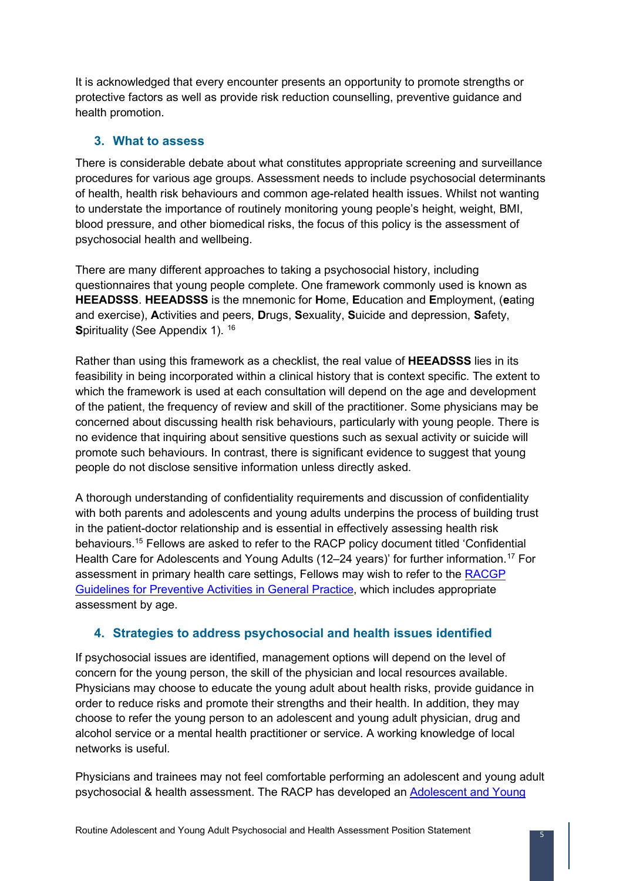It is acknowledged that every encounter presents an opportunity to promote strengths or protective factors as well as provide risk reduction counselling, preventive guidance and health promotion.

## 3. What to assess

There is considerable debate about what constitutes appropriate screening and surveillance procedures for various age groups. Assessment needs to include psychosocial determinants of health, health risk behaviours and common age-related health issues. Whilst not wanting to understate the importance of routinely monitoring young people's height, weight, BMI, blood pressure, and other biomedical risks, the focus of this policy is the assessment of psychosocial health and wellbeing.

There are many different approaches to taking a psychosocial history, including questionnaires that young people complete. One framework commonly used is known as **HEEADSSS**. **HEEADSSS** is the mnemonic for **H**ome, **E**ducation and **E**mployment, (**e**ating and exercise), **A**ctivities and peers, **D**rugs, **S**exuality, **S**uicide and depression, **S**afety, **S**pirituality (See Appendix 1). [16]

Rather than using this framework as a checklist, the real value of **HEEADSSS** lies in its feasibility in being incorporated within a clinical history that is context specific. The extent to which the framework is used at each consultation will depend on the age and development of the patient, the frequency of review and skill of the practitioner. Some physicians may be concerned about discussing health risk behaviours, particularly with young people. There is no evidence that inquiring about sensitive questions such as sexual activity or suicide will promote such behaviours. In contrast, there is significant evidence to suggest that young people do not disclose sensitive information unless directly asked.

A thorough understanding of confidentiality requirements and discussion of confidentiality with both parents and adolescents and young adults underpins the process of building trust in the patient-doctor relationship and is essential in effectively assessing health risk behaviours.[15] Fellows are asked to refer to the RACP policy document titled 'Confidential Health Care for Adolescents and Young Adults (12–24 years)' for further information.[17] For assessment in primary health care settings, Fellows may wish to refer to the RACGP Guidelines for Preventive Activities in General Practice, which includes appropriate assessment by age.

## 4. Strategies to address psychosocial and health issues identified

If psychosocial issues are identified, management options will depend on the level of concern for the young person, the skill of the physician and local resources available. Physicians may choose to educate the young adult about health risks, provide guidance in order to reduce risks and promote their strengths and their health. In addition, they may choose to refer the young person to an adolescent and young adult physician, drug and alcohol service or a mental health practitioner or service. A working knowledge of local networks is useful.

Physicians and trainees may not feel comfortable performing an adolescent and young adult psychosocial & health assessment. The RACP has developed an Adolescent and Young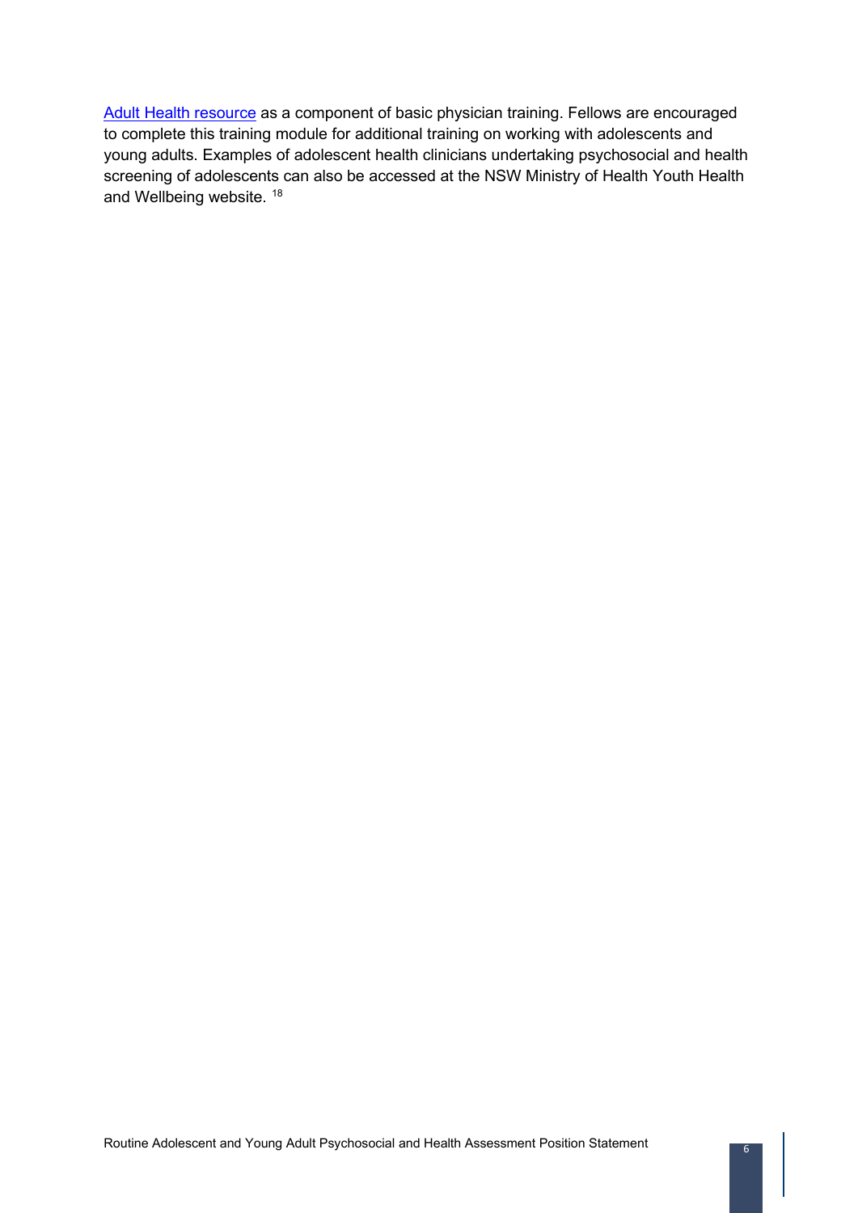[Adult Health resource] as a component of basic physician training. Fellows are encouraged to complete this training module for additional training on working with adolescents and young adults. Examples of adolescent health clinicians undertaking psychosocial and health screening of adolescents can also be accessed at the NSW Ministry of Health Youth Health and Wellbeing website. [18]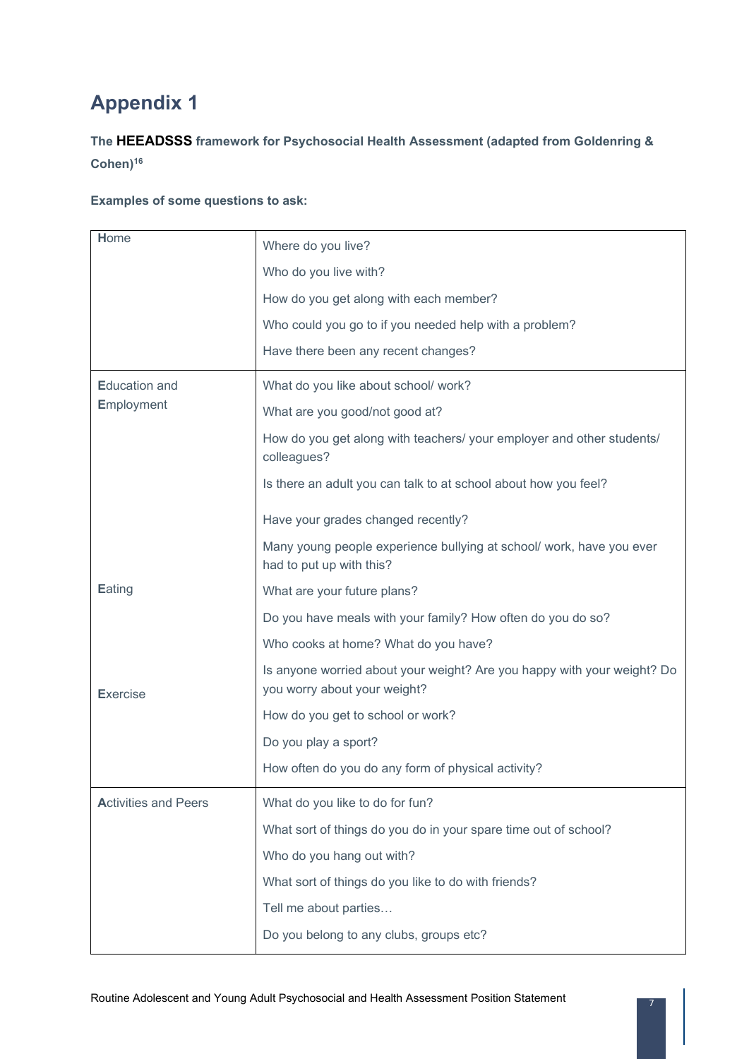# Appendix 1

**The HEEADSSS framework for Psychosocial Health Assessment (adapted from Goldenring & Cohen)[16]**

**Examples of some questions to ask:**

| | |
|---|---|
| **H**ome | Where do you live?<br>Who do you live with?<br>How do you get along with each member?<br>Who could you go to if you needed help with a problem?<br>Have there been any recent changes? |
| **E**ducation and **E**mployment | What do you like about school/ work?<br>What are you good/not good at?<br>How do you get along with teachers/ your employer and other students/ colleagues?<br>Is there an adult you can talk to at school about how you feel?<br>Have your grades changed recently?<br>Many young people experience bullying at school/ work, have you ever had to put up with this?<br>What are your future plans? |
| **E**ating | Do you have meals with your family? How often do you do so?<br>Who cooks at home? What do you have?<br>Is anyone worried about your weight? Are you happy with your weight? Do you worry about your weight? |
| **E**xercise | How do you get to school or work?<br>Do you play a sport?<br>How often do you do any form of physical activity? |
| **A**ctivities and Peers | What do you like to do for fun?<br>What sort of things do you do in your spare time out of school?<br>Who do you hang out with?<br>What sort of things do you like to do with friends?<br>Tell me about parties…<br>Do you belong to any clubs, groups etc? |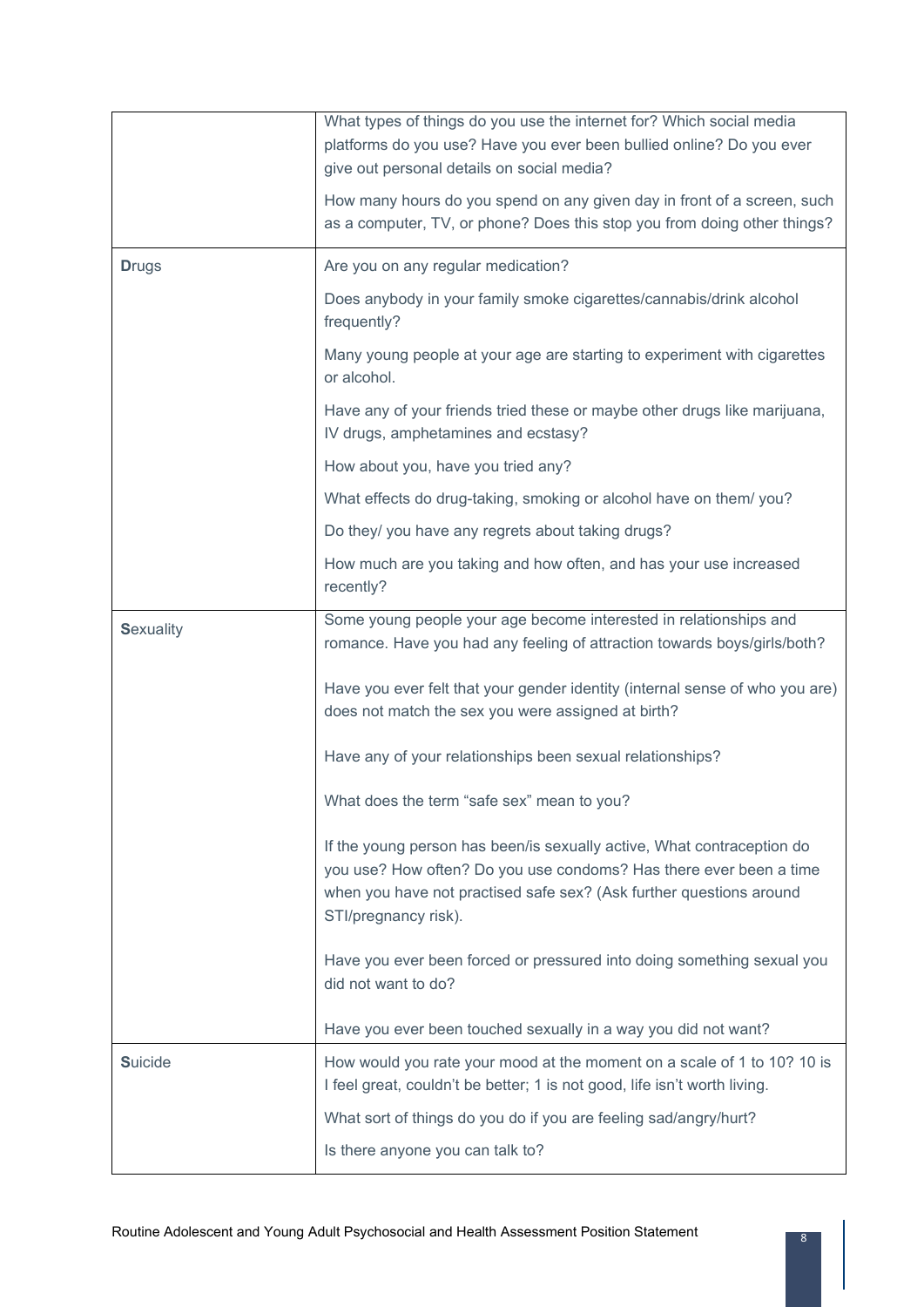| | |
|---|---|
| | What types of things do you use the internet for? Which social media platforms do you use? Have you ever been bullied online? Do you ever give out personal details on social media?<br><br>How many hours do you spend on any given day in front of a screen, such as a computer, TV, or phone? Does this stop you from doing other things? |
| **D**rugs | Are you on any regular medication?<br><br>Does anybody in your family smoke cigarettes/cannabis/drink alcohol frequently?<br><br>Many young people at your age are starting to experiment with cigarettes or alcohol.<br><br>Have any of your friends tried these or maybe other drugs like marijuana, IV drugs, amphetamines and ecstasy?<br><br>How about you, have you tried any?<br><br>What effects do drug-taking, smoking or alcohol have on them/ you?<br><br>Do they/ you have any regrets about taking drugs?<br><br>How much are you taking and how often, and has your use increased recently? |
| **S**exuality | Some young people your age become interested in relationships and romance. Have you had any feeling of attraction towards boys/girls/both?<br><br>Have you ever felt that your gender identity (internal sense of who you are) does not match the sex you were assigned at birth?<br><br>Have any of your relationships been sexual relationships?<br><br>What does the term "safe sex" mean to you?<br><br>If the young person has been/is sexually active, What contraception do you use? How often? Do you use condoms? Has there ever been a time when you have not practised safe sex? (Ask further questions around STI/pregnancy risk).<br><br>Have you ever been forced or pressured into doing something sexual you did not want to do?<br><br>Have you ever been touched sexually in a way you did not want? |
| **S**uicide | How would you rate your mood at the moment on a scale of 1 to 10? 10 is I feel great, couldn't be better; 1 is not good, life isn't worth living.<br><br>What sort of things do you do if you are feeling sad/angry/hurt?<br><br>Is there anyone you can talk to? |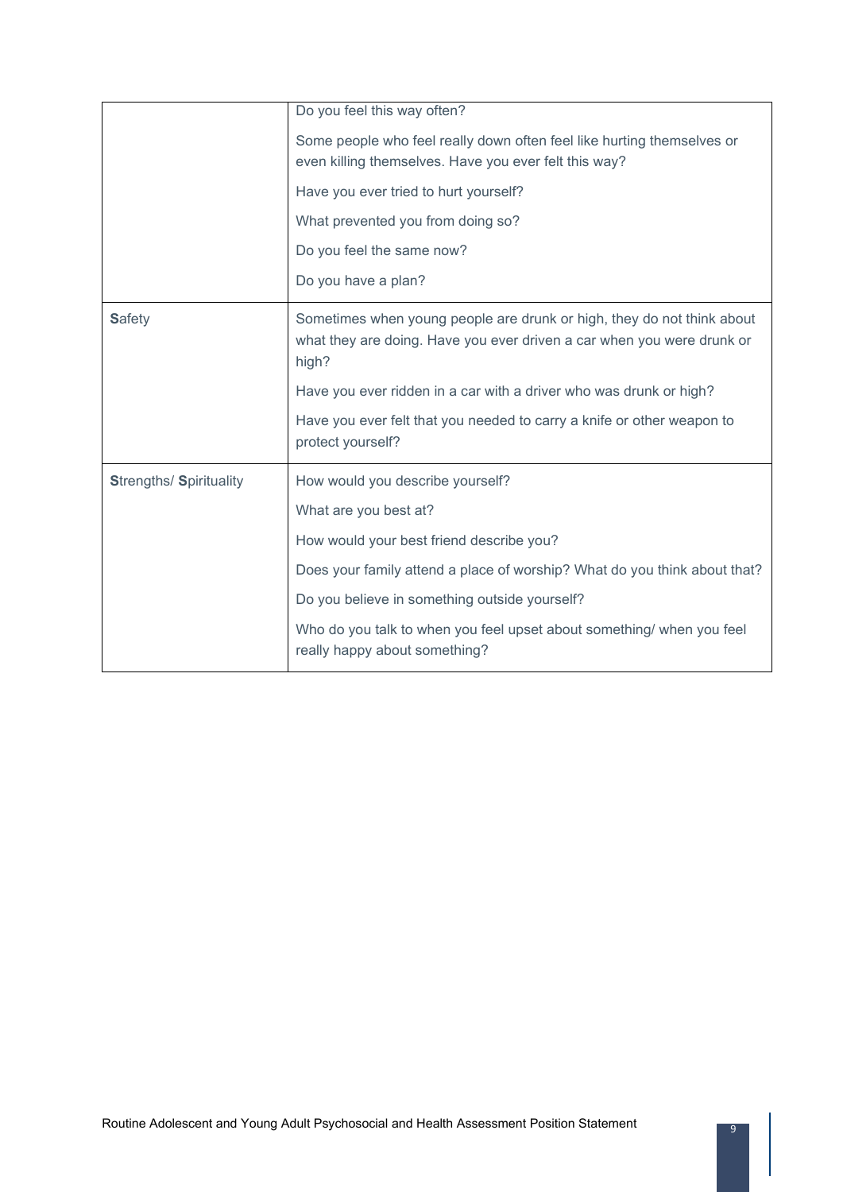|  |  |
| --- | --- |
|  | Do you feel this way often?<br><br>Some people who feel really down often feel like hurting themselves or even killing themselves. Have you ever felt this way?<br><br>Have you ever tried to hurt yourself?<br><br>What prevented you from doing so?<br><br>Do you feel the same now?<br><br>Do you have a plan? |
| **S**afety | Sometimes when young people are drunk or high, they do not think about what they are doing. Have you ever driven a car when you were drunk or high?<br><br>Have you ever ridden in a car with a driver who was drunk or high?<br><br>Have you ever felt that you needed to carry a knife or other weapon to protect yourself? |
| **S**trengths/ **S**pirituality | How would you describe yourself?<br><br>What are you best at?<br><br>How would your best friend describe you?<br><br>Does your family attend a place of worship? What do you think about that?<br><br>Do you believe in something outside yourself?<br><br>Who do you talk to when you feel upset about something/ when you feel really happy about something? |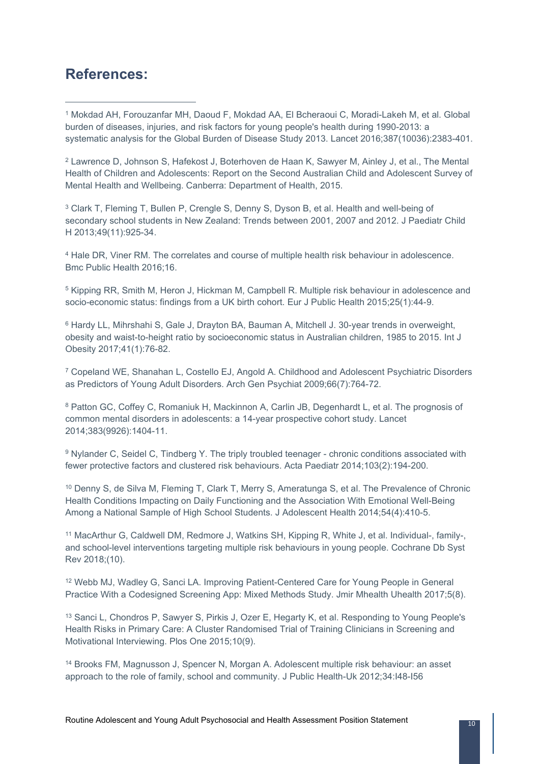## References:

[1] Mokdad AH, Forouzanfar MH, Daoud F, Mokdad AA, El Bcheraoui C, Moradi-Lakeh M, et al. Global burden of diseases, injuries, and risk factors for young people's health during 1990-2013: a systematic analysis for the Global Burden of Disease Study 2013. Lancet 2016;387(10036):2383-401.

[2] Lawrence D, Johnson S, Hafekost J, Boterhoven de Haan K, Sawyer M, Ainley J, et al., The Mental Health of Children and Adolescents: Report on the Second Australian Child and Adolescent Survey of Mental Health and Wellbeing. Canberra: Department of Health, 2015.

[3] Clark T, Fleming T, Bullen P, Crengle S, Denny S, Dyson B, et al. Health and well-being of secondary school students in New Zealand: Trends between 2001, 2007 and 2012. J Paediatr Child H 2013;49(11):925-34.

[4] Hale DR, Viner RM. The correlates and course of multiple health risk behaviour in adolescence. Bmc Public Health 2016;16.

[5] Kipping RR, Smith M, Heron J, Hickman M, Campbell R. Multiple risk behaviour in adolescence and socio-economic status: findings from a UK birth cohort. Eur J Public Health 2015;25(1):44-9.

[6] Hardy LL, Mihrshahi S, Gale J, Drayton BA, Bauman A, Mitchell J. 30-year trends in overweight, obesity and waist-to-height ratio by socioeconomic status in Australian children, 1985 to 2015. Int J Obesity 2017;41(1):76-82.

[7] Copeland WE, Shanahan L, Costello EJ, Angold A. Childhood and Adolescent Psychiatric Disorders as Predictors of Young Adult Disorders. Arch Gen Psychiat 2009;66(7):764-72.

[8] Patton GC, Coffey C, Romaniuk H, Mackinnon A, Carlin JB, Degenhardt L, et al. The prognosis of common mental disorders in adolescents: a 14-year prospective cohort study. Lancet 2014;383(9926):1404-11.

[9] Nylander C, Seidel C, Tindberg Y. The triply troubled teenager - chronic conditions associated with fewer protective factors and clustered risk behaviours. Acta Paediatr 2014;103(2):194-200.

[10] Denny S, de Silva M, Fleming T, Clark T, Merry S, Ameratunga S, et al. The Prevalence of Chronic Health Conditions Impacting on Daily Functioning and the Association With Emotional Well-Being Among a National Sample of High School Students. J Adolescent Health 2014;54(4):410-5.

[11] MacArthur G, Caldwell DM, Redmore J, Watkins SH, Kipping R, White J, et al. Individual-, family-, and school-level interventions targeting multiple risk behaviours in young people. Cochrane Db Syst Rev 2018;(10).

[12] Webb MJ, Wadley G, Sanci LA. Improving Patient-Centered Care for Young People in General Practice With a Codesigned Screening App: Mixed Methods Study. Jmir Mhealth Uhealth 2017;5(8).

[13] Sanci L, Chondros P, Sawyer S, Pirkis J, Ozer E, Hegarty K, et al. Responding to Young People's Health Risks in Primary Care: A Cluster Randomised Trial of Training Clinicians in Screening and Motivational Interviewing. Plos One 2015;10(9).

[14] Brooks FM, Magnusson J, Spencer N, Morgan A. Adolescent multiple risk behaviour: an asset approach to the role of family, school and community. J Public Health-Uk 2012;34:I48-I56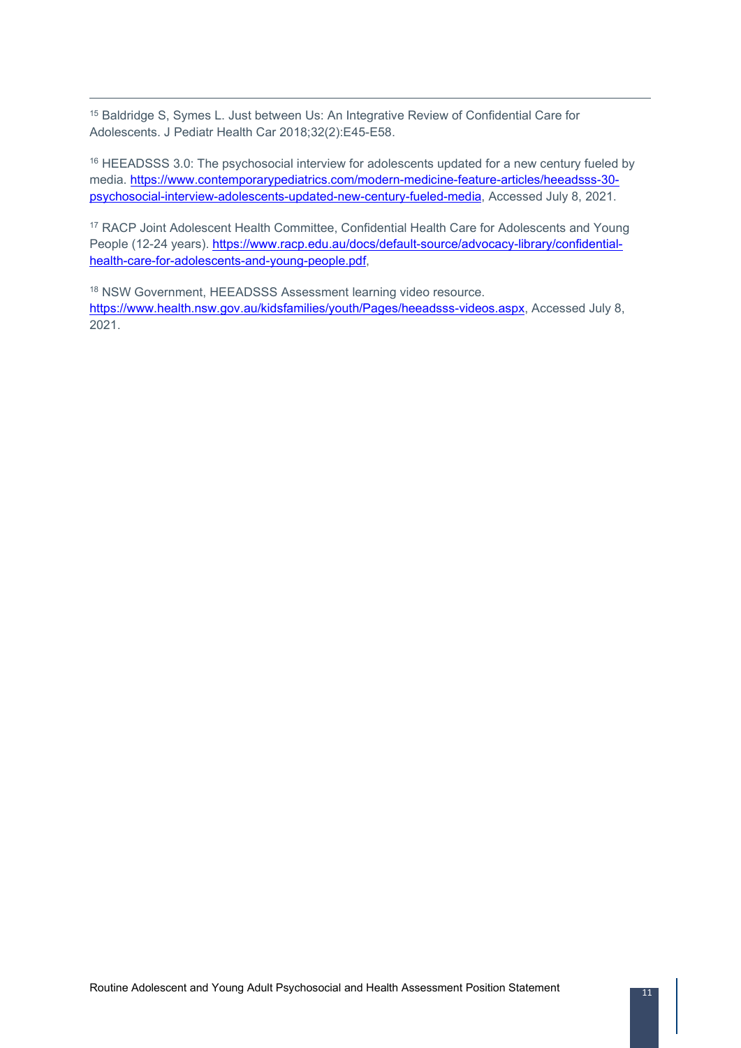[15] Baldridge S, Symes L. Just between Us: An Integrative Review of Confidential Care for Adolescents. J Pediatr Health Car 2018;32(2):E45-E58.

[16] HEEADSSS 3.0: The psychosocial interview for adolescents updated for a new century fueled by media. https://www.contemporarypediatrics.com/modern-medicine-feature-articles/heeadsss-30-psychosocial-interview-adolescents-updated-new-century-fueled-media, Accessed July 8, 2021.

[17] RACP Joint Adolescent Health Committee, Confidential Health Care for Adolescents and Young People (12-24 years). https://www.racp.edu.au/docs/default-source/advocacy-library/confidential-health-care-for-adolescents-and-young-people.pdf,

[18] NSW Government, HEEADSSS Assessment learning video resource. https://www.health.nsw.gov.au/kidsfamilies/youth/Pages/heeadsss-videos.aspx, Accessed July 8, 2021.